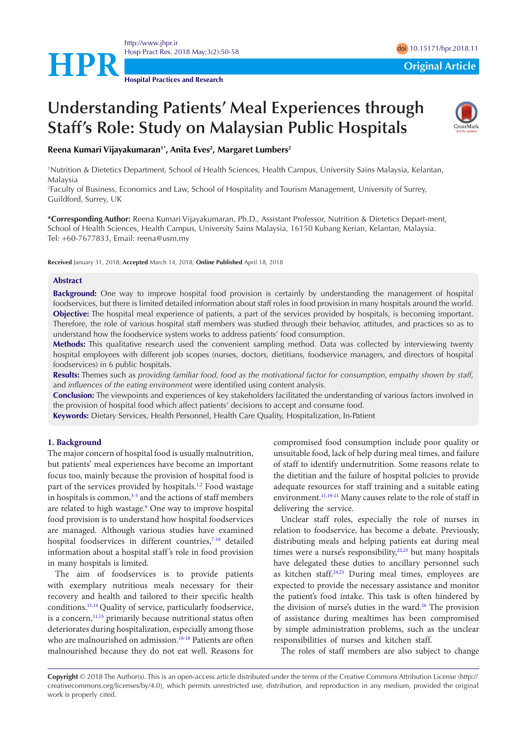Original Article

# Understanding Patients' Meal Experiences through Staff's Role: Study on Malaysian Public Hospitals

**Reena Kumari Vijayakumaran[1*], Anita Eves[2], Margaret Lumbers[2]**

[1]Nutrition & Dietetics Department, School of Health Sciences, Health Campus, University Sains Malaysia, Kelantan, Malaysia
[2]Faculty of Business, Economics and Law, School of Hospitality and Tourism Management, University of Surrey, Guildford, Surrey, UK

**\*Corresponding Author:** Reena Kumari Vijayakumaran, Ph.D., Assistant Professor, Nutrition & Dietetics Depart-ment, School of Health Sciences, Health Campus, University Sains Malaysia, 16150 Kubang Kerian, Kelantan, Malaysia. Tel: +60-7677833, Email: reena@usm.my

**Received** January 31, 2018; **Accepted** March 14, 2018; **Online Published** April 18, 2018

## Abstract

**Background:** One way to improve hospital food provision is certainly by understanding the management of hospital foodservices, but there is limited detailed information about staff roles in food provision in many hospitals around the world.

**Objective:** The hospital meal experience of patients, a part of the services provided by hospitals, is becoming important. Therefore, the role of various hospital staff members was studied through their behavior, attitudes, and practices so as to understand how the foodservice system works to address patients' food consumption.

**Methods:** This qualitative research used the convenient sampling method. Data was collected by interviewing twenty hospital employees with different job scopes (nurses, doctors, dietitians, foodservice managers, and directors of hospital foodservices) in 6 public hospitals.

**Results:** Themes such as *providing familiar food, food as the motivational factor for consumption, empathy shown by staff,* and *influences of the eating environment* were identified using content analysis.

**Conclusion:** The viewpoints and experiences of key stakeholders facilitated the understanding of various factors involved in the provision of hospital food which affect patients' decisions to accept and consume food.

**Keywords:** Dietary Services, Health Personnel, Health Care Quality, Hospitalization, In-Patient

## 1. Background

The major concern of hospital food is usually malnutrition, but patients' meal experiences have become an important focus too, mainly because the provision of hospital food is part of the services provided by hospitals.[1,2] Food wastage in hospitals is common,[3-5] and the actions of staff members are related to high wastage.[6] One way to improve hospital food provision is to understand how hospital foodservices are managed. Although various studies have examined hospital foodservices in different countries,[7-10] detailed information about a hospital staff's role in food provision in many hospitals is limited.

The aim of foodservices is to provide patients with exemplary nutritious meals necessary for their recovery and health and tailored to their specific health conditions.[11,14] Quality of service, particularly foodservice, is a concern,[11,15] primarily because nutritional status often deteriorates during hospitalization, especially among those who are malnourished on admission.[16-18] Patients are often malnourished because they do not eat well. Reasons for compromised food consumption include poor quality or unsuitable food, lack of help during meal times, and failure of staff to identify undernutrition. Some reasons relate to the dietitian and the failure of hospital policies to provide adequate resources for staff training and a suitable eating environment.[11,19-21] Many causes relate to the role of staff in delivering the service.

Unclear staff roles, especially the role of nurses in relation to foodservice, has become a debate. Previously, distributing meals and helping patients eat during meal times were a nurse's responsibility,[22,23] but many hospitals have delegated these duties to ancillary personnel such as kitchen staff.[24,25] During meal times, employees are expected to provide the necessary assistance and monitor the patient's food intake. This task is often hindered by the division of nurse's duties in the ward.[26] The provision of assistance during mealtimes has been compromised by simple administration problems, such as the unclear responsibilities of nurses and kitchen staff.

The roles of staff members are also subject to change

**Copyright** © 2018 The Author(s). This is an open-access article distributed under the terms of the Creative Commons Attribution License (http://creativecommons.org/licenses/by/4.0), which permits unrestricted use, distribution, and reproduction in any medium, provided the original work is properly cited.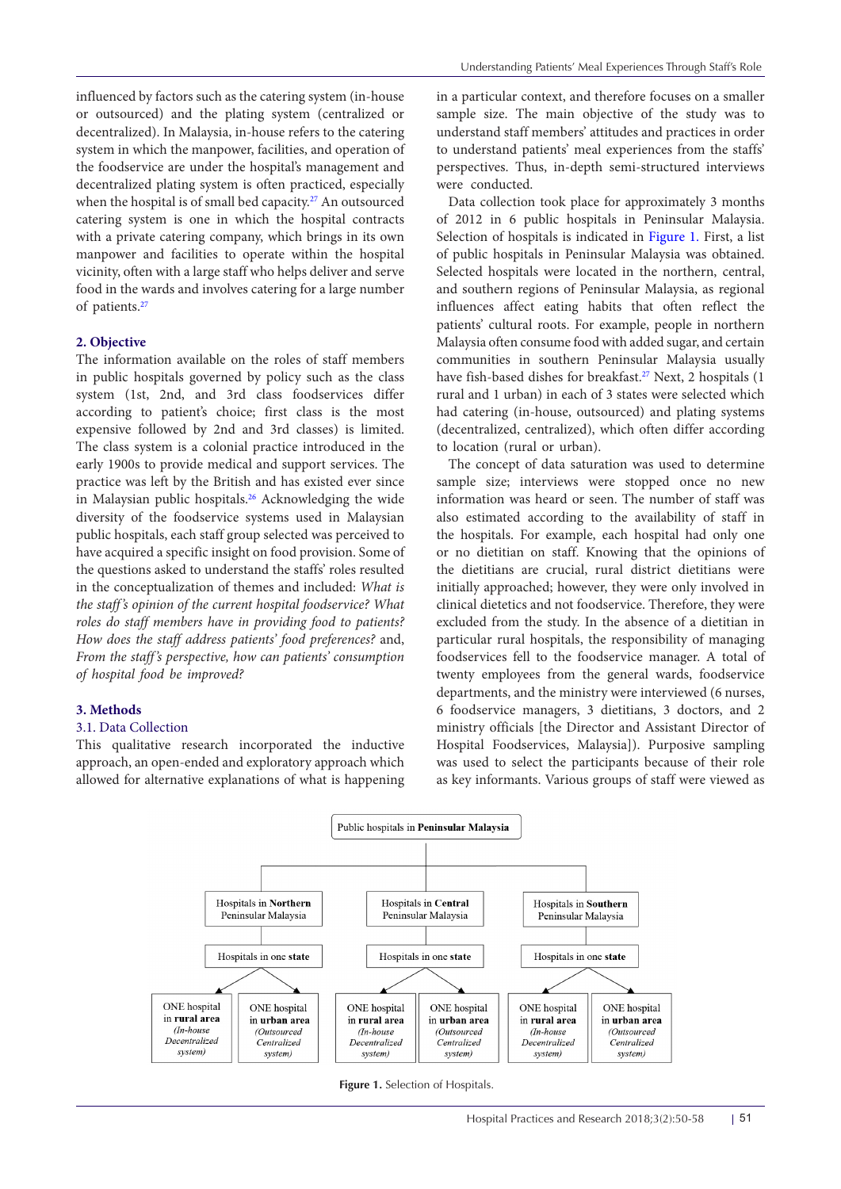influenced by factors such as the catering system (in-house or outsourced) and the plating system (centralized or decentralized). In Malaysia, in-house refers to the catering system in which the manpower, facilities, and operation of the foodservice are under the hospital's management and decentralized plating system is often practiced, especially when the hospital is of small bed capacity.[27] An outsourced catering system is one in which the hospital contracts with a private catering company, which brings in its own manpower and facilities to operate within the hospital vicinity, often with a large staff who helps deliver and serve food in the wards and involves catering for a large number of patients.[27]

## 2. Objective

The information available on the roles of staff members in public hospitals governed by policy such as the class system (1st, 2nd, and 3rd class foodservices differ according to patient's choice; first class is the most expensive followed by 2nd and 3rd classes) is limited. The class system is a colonial practice introduced in the early 1900s to provide medical and support services. The practice was left by the British and has existed ever since in Malaysian public hospitals.[26] Acknowledging the wide diversity of the foodservice systems used in Malaysian public hospitals, each staff group selected was perceived to have acquired a specific insight on food provision. Some of the questions asked to understand the staffs' roles resulted in the conceptualization of themes and included: *What is the staff's opinion of the current hospital foodservice? What roles do staff members have in providing food to patients? How does the staff address patients' food preferences?* and, *From the staff's perspective, how can patients' consumption of hospital food be improved?*

## 3. Methods

### 3.1. Data Collection

This qualitative research incorporated the inductive approach, an open-ended and exploratory approach which allowed for alternative explanations of what is happening in a particular context, and therefore focuses on a smaller sample size. The main objective of the study was to understand staff members' attitudes and practices in order to understand patients' meal experiences from the staffs' perspectives. Thus, in-depth semi-structured interviews were conducted.

Data collection took place for approximately 3 months of 2012 in 6 public hospitals in Peninsular Malaysia. Selection of hospitals is indicated in Figure 1. First, a list of public hospitals in Peninsular Malaysia was obtained. Selected hospitals were located in the northern, central, and southern regions of Peninsular Malaysia, as regional influences affect eating habits that often reflect the patients' cultural roots. For example, people in northern Malaysia often consume food with added sugar, and certain communities in southern Peninsular Malaysia usually have fish-based dishes for breakfast.[27] Next, 2 hospitals (1 rural and 1 urban) in each of 3 states were selected which had catering (in-house, outsourced) and plating systems (decentralized, centralized), which often differ according to location (rural or urban).

The concept of data saturation was used to determine sample size; interviews were stopped once no new information was heard or seen. The number of staff was also estimated according to the availability of staff in the hospitals. For example, each hospital had only one or no dietitian on staff. Knowing that the opinions of the dietitians are crucial, rural district dietitians were initially approached; however, they were only involved in clinical dietetics and not foodservice. Therefore, they were excluded from the study. In the absence of a dietitian in particular rural hospitals, the responsibility of managing foodservices fell to the foodservice manager. A total of twenty employees from the general wards, foodservice departments, and the ministry were interviewed (6 nurses, 6 foodservice managers, 3 dietitians, 3 doctors, and 2 ministry officials [the Director and Assistant Director of Hospital Foodservices, Malaysia]). Purposive sampling was used to select the participants because of their role as key informants. Various groups of staff were viewed as

- Public hospitals in **Peninsular Malaysia**
  - Hospitals in **Northern** Peninsular Malaysia → Hospitals in one **state**
    - ONE hospital in **rural area** (*In-house Decentralized system*)
    - ONE hospital in **urban area** (*Outsourced Centralized system*)
  - Hospitals in **Central** Peninsular Malaysia → Hospitals in one **state**
    - ONE hospital in **rural area** (*In-house Decentralized system*)
    - ONE hospital in **urban area** (*Outsourced Centralized system*)
  - Hospitals in **Southern** Peninsular Malaysia → Hospitals in one **state**
    - ONE hospital in **rural area** (*In-house Decentralized system*)
    - ONE hospital in **urban area** (*Outsourced Centralized system*)

**Figure 1.** Selection of Hospitals.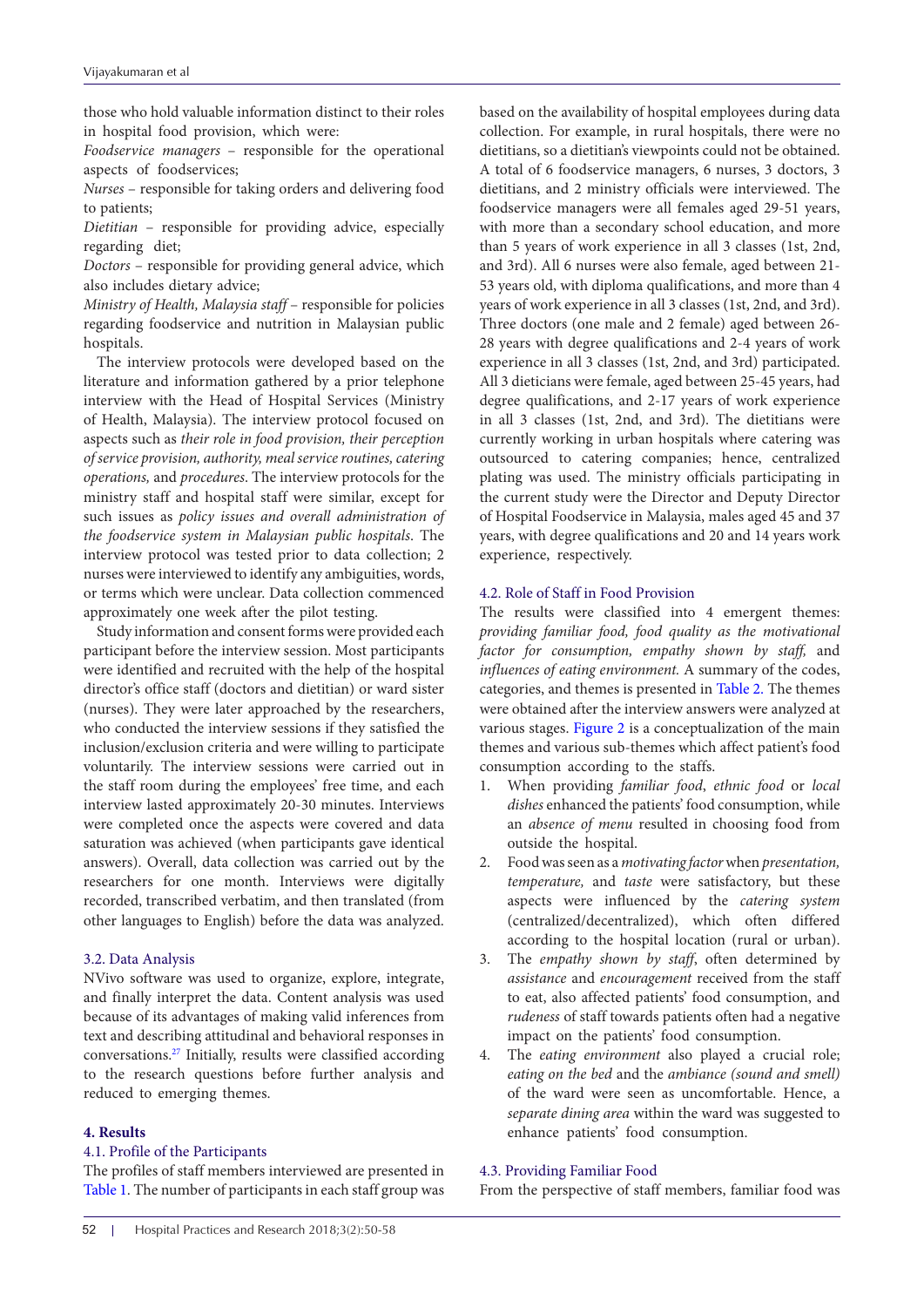those who hold valuable information distinct to their roles in hospital food provision, which were:

*Foodservice managers* – responsible for the operational aspects of foodservices;

*Nurses* – responsible for taking orders and delivering food to patients;

*Dietitian* – responsible for providing advice, especially regarding diet;

*Doctors* – responsible for providing general advice, which also includes dietary advice;

*Ministry of Health, Malaysia staff* – responsible for policies regarding foodservice and nutrition in Malaysian public hospitals.

The interview protocols were developed based on the literature and information gathered by a prior telephone interview with the Head of Hospital Services (Ministry of Health, Malaysia). The interview protocol focused on aspects such as *their role in food provision, their perception of service provision, authority, meal service routines, catering operations,* and *procedures*. The interview protocols for the ministry staff and hospital staff were similar, except for such issues as *policy issues and overall administration of the foodservice system in Malaysian public hospitals*. The interview protocol was tested prior to data collection; 2 nurses were interviewed to identify any ambiguities, words, or terms which were unclear. Data collection commenced approximately one week after the pilot testing.

Study information and consent forms were provided each participant before the interview session. Most participants were identified and recruited with the help of the hospital director's office staff (doctors and dietitian) or ward sister (nurses). They were later approached by the researchers, who conducted the interview sessions if they satisfied the inclusion/exclusion criteria and were willing to participate voluntarily. The interview sessions were carried out in the staff room during the employees' free time, and each interview lasted approximately 20-30 minutes. Interviews were completed once the aspects were covered and data saturation was achieved (when participants gave identical answers). Overall, data collection was carried out by the researchers for one month. Interviews were digitally recorded, transcribed verbatim, and then translated (from other languages to English) before the data was analyzed.

### 3.2. Data Analysis

NVivo software was used to organize, explore, integrate, and finally interpret the data. Content analysis was used because of its advantages of making valid inferences from text and describing attitudinal and behavioral responses in conversations.[27] Initially, results were classified according to the research questions before further analysis and reduced to emerging themes.

## 4. Results

### 4.1. Profile of the Participants

The profiles of staff members interviewed are presented in Table 1. The number of participants in each staff group was based on the availability of hospital employees during data collection. For example, in rural hospitals, there were no dietitians, so a dietitian's viewpoints could not be obtained. A total of 6 foodservice managers, 6 nurses, 3 doctors, 3 dietitians, and 2 ministry officials were interviewed. The foodservice managers were all females aged 29-51 years, with more than a secondary school education, and more than 5 years of work experience in all 3 classes (1st, 2nd, and 3rd). All 6 nurses were also female, aged between 21-53 years old, with diploma qualifications, and more than 4 years of work experience in all 3 classes (1st, 2nd, and 3rd). Three doctors (one male and 2 female) aged between 26-28 years with degree qualifications and 2-4 years of work experience in all 3 classes (1st, 2nd, and 3rd) participated. All 3 dieticians were female, aged between 25-45 years, had degree qualifications, and 2-17 years of work experience in all 3 classes (1st, 2nd, and 3rd). The dietitians were currently working in urban hospitals where catering was outsourced to catering companies; hence, centralized plating was used. The ministry officials participating in the current study were the Director and Deputy Director of Hospital Foodservice in Malaysia, males aged 45 and 37 years, with degree qualifications and 20 and 14 years work experience, respectively.

### 4.2. Role of Staff in Food Provision

The results were classified into 4 emergent themes: *providing familiar food, food quality as the motivational factor for consumption, empathy shown by staff,* and *influences of eating environment.* A summary of the codes, categories, and themes is presented in Table 2. The themes were obtained after the interview answers were analyzed at various stages. Figure 2 is a conceptualization of the main themes and various sub-themes which affect patient's food consumption according to the staffs.

1. When providing *familiar food*, *ethnic food* or *local dishes* enhanced the patients' food consumption, while an *absence of menu* resulted in choosing food from outside the hospital.
2. Food was seen as a *motivating factor* when *presentation, temperature,* and *taste* were satisfactory, but these aspects were influenced by the *catering system* (centralized/decentralized), which often differed according to the hospital location (rural or urban).
3. The *empathy shown by staff*, often determined by *assistance* and *encouragement* received from the staff to eat, also affected patients' food consumption, and *rudeness* of staff towards patients often had a negative impact on the patients' food consumption.
4. The *eating environment* also played a crucial role; *eating on the bed* and the *ambiance (sound and smell)* of the ward were seen as uncomfortable. Hence, a *separate dining area* within the ward was suggested to enhance patients' food consumption.

### 4.3. Providing Familiar Food

From the perspective of staff members, familiar food was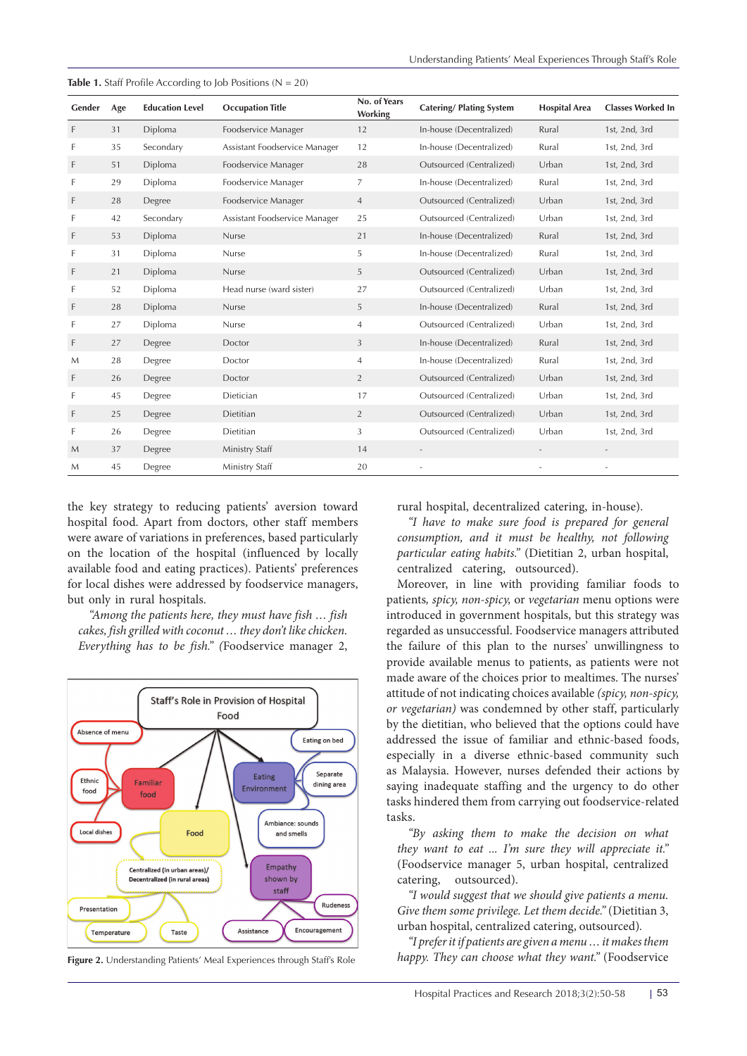Table 1. Staff Profile According to Job Positions (N = 20)

| Gender | Age | Education Level | Occupation Title | No. of Years Working | Catering/ Plating System | Hospital Area | Classes Worked In |
|---|---|---|---|---|---|---|---|
| F | 31 | Diploma | Foodservice Manager | 12 | In-house (Decentralized) | Rural | 1st, 2nd, 3rd |
| F | 35 | Secondary | Assistant Foodservice Manager | 12 | In-house (Decentralized) | Rural | 1st, 2nd, 3rd |
| F | 51 | Diploma | Foodservice Manager | 28 | Outsourced (Centralized) | Urban | 1st, 2nd, 3rd |
| F | 29 | Diploma | Foodservice Manager | 7 | In-house (Decentralized) | Rural | 1st, 2nd, 3rd |
| F | 28 | Degree | Foodservice Manager | 4 | Outsourced (Centralized) | Urban | 1st, 2nd, 3rd |
| F | 42 | Secondary | Assistant Foodservice Manager | 25 | Outsourced (Centralized) | Urban | 1st, 2nd, 3rd |
| F | 53 | Diploma | Nurse | 21 | In-house (Decentralized) | Rural | 1st, 2nd, 3rd |
| F | 31 | Diploma | Nurse | 5 | In-house (Decentralized) | Rural | 1st, 2nd, 3rd |
| F | 21 | Diploma | Nurse | 5 | Outsourced (Centralized) | Urban | 1st, 2nd, 3rd |
| F | 52 | Diploma | Head nurse (ward sister) | 27 | Outsourced (Centralized) | Urban | 1st, 2nd, 3rd |
| F | 28 | Diploma | Nurse | 5 | In-house (Decentralized) | Rural | 1st, 2nd, 3rd |
| F | 27 | Diploma | Nurse | 4 | Outsourced (Centralized) | Urban | 1st, 2nd, 3rd |
| F | 27 | Degree | Doctor | 3 | In-house (Decentralized) | Rural | 1st, 2nd, 3rd |
| M | 28 | Degree | Doctor | 4 | In-house (Decentralized) | Rural | 1st, 2nd, 3rd |
| F | 26 | Degree | Doctor | 2 | Outsourced (Centralized) | Urban | 1st, 2nd, 3rd |
| F | 45 | Degree | Dietician | 17 | Outsourced (Centralized) | Urban | 1st, 2nd, 3rd |
| F | 25 | Degree | Dietitian | 2 | Outsourced (Centralized) | Urban | 1st, 2nd, 3rd |
| F | 26 | Degree | Dietitian | 3 | Outsourced (Centralized) | Urban | 1st, 2nd, 3rd |
| M | 37 | Degree | Ministry Staff | 14 | - | - | - |
| M | 45 | Degree | Ministry Staff | 20 | - | - | - |

the key strategy to reducing patients' aversion toward hospital food. Apart from doctors, other staff members were aware of variations in preferences, based particularly on the location of the hospital (influenced by locally available food and eating practices). Patients' preferences for local dishes were addressed by foodservice managers, but only in rural hospitals.

*"Among the patients here, they must have fish … fish cakes, fish grilled with coconut … they don't like chicken. Everything has to be fish."* (Foodservice manager 2, rural hospital, decentralized catering, in-house).

*"I have to make sure food is prepared for general consumption, and it must be healthy, not following particular eating habits."* (Dietitian 2, urban hospital, centralized catering, outsourced).

Moreover, in line with providing familiar foods to patients, *spicy, non-spicy,* or *vegetarian* menu options were introduced in government hospitals, but this strategy was regarded as unsuccessful. Foodservice managers attributed the failure of this plan to the nurses' unwillingness to provide available menus to patients, as patients were not made aware of the choices prior to mealtimes. The nurses' attitude of not indicating choices available *(spicy, non-spicy, or vegetarian)* was condemned by other staff, particularly by the dietitian, who believed that the options could have addressed the issue of familiar and ethnic-based foods, especially in a diverse ethnic-based community such as Malaysia. However, nurses defended their actions by saying inadequate staffing and the urgency to do other tasks hindered them from carrying out foodservice-related tasks.

*"By asking them to make the decision on what they want to eat ... I'm sure they will appreciate it."* (Foodservice manager 5, urban hospital, centralized catering, outsourced).

*"I would suggest that we should give patients a menu. Give them some privilege. Let them decide."* (Dietitian 3, urban hospital, centralized catering, outsourced).

*"I prefer it if patients are given a menu … it makes them happy. They can choose what they want."* (Foodservice

Figure 2. Understanding Patients' Meal Experiences through Staff's Role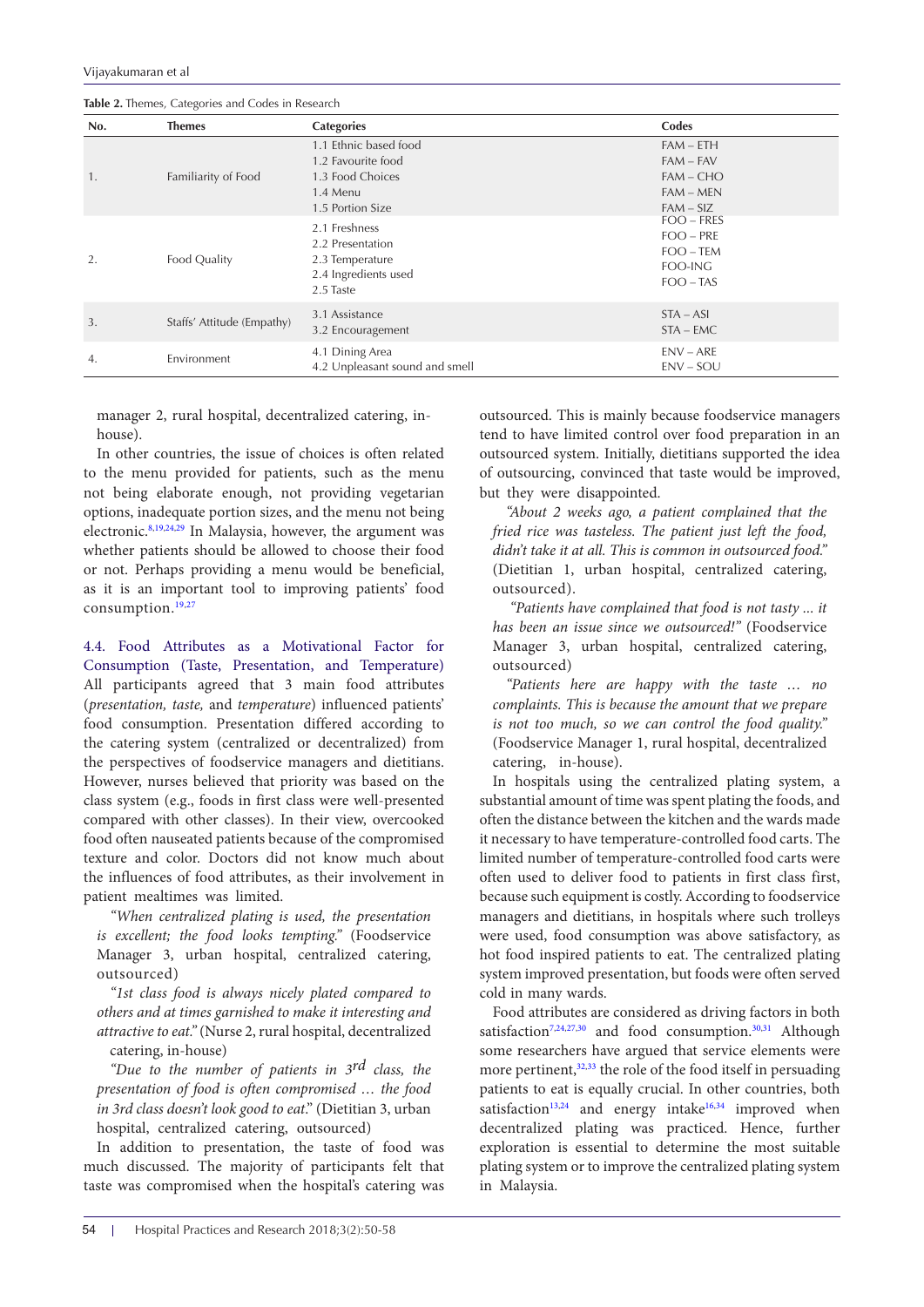**Table 2.** Themes, Categories and Codes in Research

| No. | Themes | Categories | Codes |
|---|---|---|---|
| 1. | Familiarity of Food | 1.1 Ethnic based food<br>1.2 Favourite food<br>1.3 Food Choices<br>1.4 Menu<br>1.5 Portion Size | FAM – ETH<br>FAM – FAV<br>FAM – CHO<br>FAM – MEN<br>FAM – SIZ |
| 2. | Food Quality | 2.1 Freshness<br>2.2 Presentation<br>2.3 Temperature<br>2.4 Ingredients used<br>2.5 Taste | FOO – FRES<br>FOO – PRE<br>FOO – TEM<br>FOO-ING<br>FOO – TAS |
| 3. | Staffs' Attitude (Empathy) | 3.1 Assistance<br>3.2 Encouragement | STA – ASI<br>STA – EMC |
| 4. | Environment | 4.1 Dining Area<br>4.2 Unpleasant sound and smell | ENV – ARE<br>ENV – SOU |

manager 2, rural hospital, decentralized catering, in-house).

In other countries, the issue of choices is often related to the menu provided for patients, such as the menu not being elaborate enough, not providing vegetarian options, inadequate portion sizes, and the menu not being electronic.[8,19,24,29] In Malaysia, however, the argument was whether patients should be allowed to choose their food or not. Perhaps providing a menu would be beneficial, as it is an important tool to improving patients' food consumption.[19,27]

### 4.4. Food Attributes as a Motivational Factor for Consumption (Taste, Presentation, and Temperature)

All participants agreed that 3 main food attributes (*presentation, taste,* and *temperature*) influenced patients' food consumption. Presentation differed according to the catering system (centralized or decentralized) from the perspectives of foodservice managers and dietitians. However, nurses believed that priority was based on the class system (e.g., foods in first class were well-presented compared with other classes). In their view, overcooked food often nauseated patients because of the compromised texture and color. Doctors did not know much about the influences of food attributes, as their involvement in patient mealtimes was limited.

*"When centralized plating is used, the presentation is excellent; the food looks tempting."* (Foodservice Manager 3, urban hospital, centralized catering, outsourced)

*"1st class food is always nicely plated compared to others and at times garnished to make it interesting and attractive to eat."* (Nurse 2, rural hospital, decentralized catering, in-house)

*"Due to the number of patients in 3rd class, the presentation of food is often compromised … the food in 3rd class doesn't look good to eat."* (Dietitian 3, urban hospital, centralized catering, outsourced)

In addition to presentation, the taste of food was much discussed. The majority of participants felt that taste was compromised when the hospital's catering was outsourced. This is mainly because foodservice managers tend to have limited control over food preparation in an outsourced system. Initially, dietitians supported the idea of outsourcing, convinced that taste would be improved, but they were disappointed.

*"About 2 weeks ago, a patient complained that the fried rice was tasteless. The patient just left the food, didn't take it at all. This is common in outsourced food."* (Dietitian 1, urban hospital, centralized catering, outsourced).

*"Patients have complained that food is not tasty ... it has been an issue since we outsourced!"* (Foodservice Manager 3, urban hospital, centralized catering, outsourced)

*"Patients here are happy with the taste … no complaints. This is because the amount that we prepare is not too much, so we can control the food quality."* (Foodservice Manager 1, rural hospital, decentralized catering, in-house).

In hospitals using the centralized plating system, a substantial amount of time was spent plating the foods, and often the distance between the kitchen and the wards made it necessary to have temperature-controlled food carts. The limited number of temperature-controlled food carts were often used to deliver food to patients in first class first, because such equipment is costly. According to foodservice managers and dietitians, in hospitals where such trolleys were used, food consumption was above satisfactory, as hot food inspired patients to eat. The centralized plating system improved presentation, but foods were often served cold in many wards.

Food attributes are considered as driving factors in both satisfaction[7,24,27,30] and food consumption.[30,31] Although some researchers have argued that service elements were more pertinent,[32,33] the role of the food itself in persuading patients to eat is equally crucial. In other countries, both satisfaction[13,24] and energy intake[16,34] improved when decentralized plating was practiced. Hence, further exploration is essential to determine the most suitable plating system or to improve the centralized plating system in Malaysia.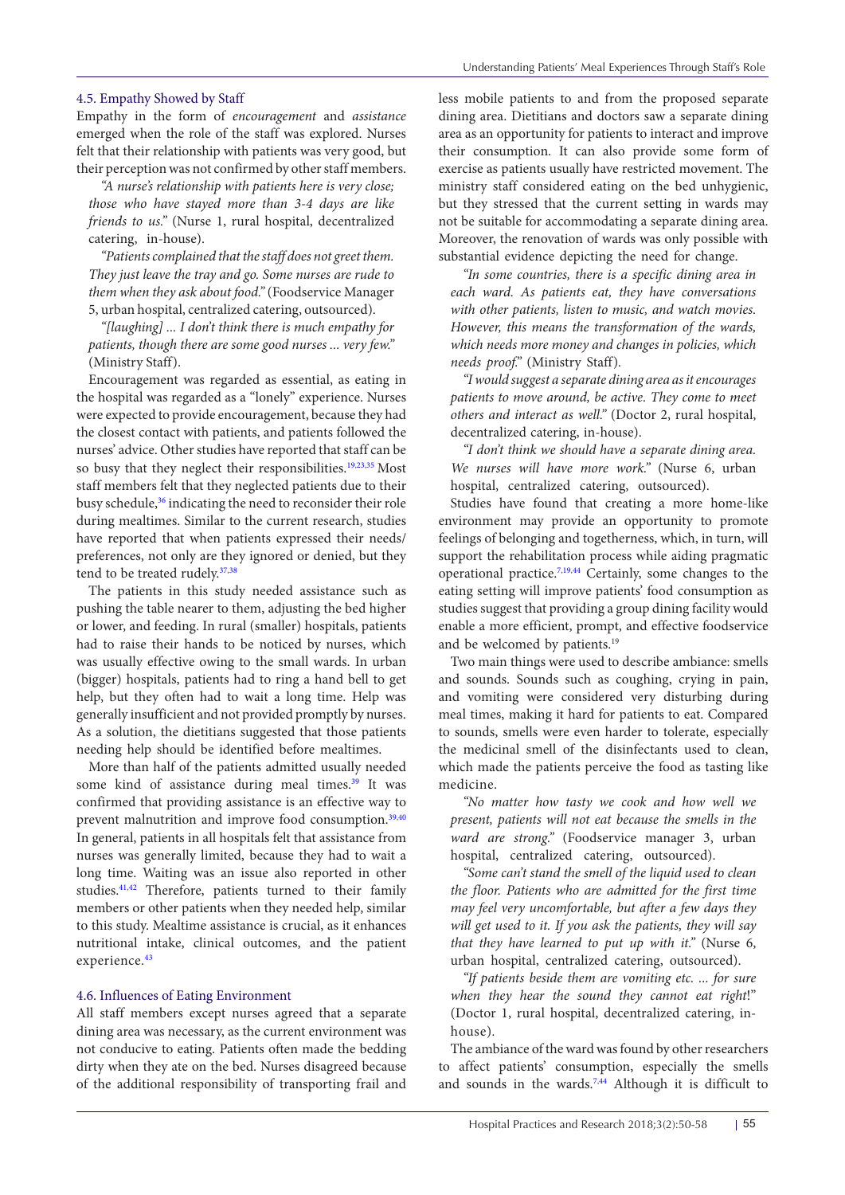### 4.5. Empathy Showed by Staff

Empathy in the form of *encouragement* and *assistance* emerged when the role of the staff was explored. Nurses felt that their relationship with patients was very good, but their perception was not confirmed by other staff members.

> *"A nurse's relationship with patients here is very close; those who have stayed more than 3-4 days are like friends to us."* (Nurse 1, rural hospital, decentralized catering, in-house).

> *"Patients complained that the staff does not greet them. They just leave the tray and go. Some nurses are rude to them when they ask about food."* (Foodservice Manager 5, urban hospital, centralized catering, outsourced).

> *"[laughing] ... I don't think there is much empathy for patients, though there are some good nurses ... very few."* (Ministry Staff).

Encouragement was regarded as essential, as eating in the hospital was regarded as a "lonely" experience. Nurses were expected to provide encouragement, because they had the closest contact with patients, and patients followed the nurses' advice. Other studies have reported that staff can be so busy that they neglect their responsibilities.[19,23,35] Most staff members felt that they neglected patients due to their busy schedule,[36] indicating the need to reconsider their role during mealtimes. Similar to the current research, studies have reported that when patients expressed their needs/preferences, not only are they ignored or denied, but they tend to be treated rudely.[37,38]

The patients in this study needed assistance such as pushing the table nearer to them, adjusting the bed higher or lower, and feeding. In rural (smaller) hospitals, patients had to raise their hands to be noticed by nurses, which was usually effective owing to the small wards. In urban (bigger) hospitals, patients had to ring a hand bell to get help, but they often had to wait a long time. Help was generally insufficient and not provided promptly by nurses. As a solution, the dietitians suggested that those patients needing help should be identified before mealtimes.

More than half of the patients admitted usually needed some kind of assistance during meal times.[39] It was confirmed that providing assistance is an effective way to prevent malnutrition and improve food consumption.[39,40] In general, patients in all hospitals felt that assistance from nurses was generally limited, because they had to wait a long time. Waiting was an issue also reported in other studies.[41,42] Therefore, patients turned to their family members or other patients when they needed help, similar to this study. Mealtime assistance is crucial, as it enhances nutritional intake, clinical outcomes, and the patient experience.[43]

### 4.6. Influences of Eating Environment

All staff members except nurses agreed that a separate dining area was necessary, as the current environment was not conducive to eating. Patients often made the bedding dirty when they ate on the bed. Nurses disagreed because of the additional responsibility of transporting frail and less mobile patients to and from the proposed separate dining area. Dietitians and doctors saw a separate dining area as an opportunity for patients to interact and improve their consumption. It can also provide some form of exercise as patients usually have restricted movement. The ministry staff considered eating on the bed unhygienic, but they stressed that the current setting in wards may not be suitable for accommodating a separate dining area. Moreover, the renovation of wards was only possible with substantial evidence depicting the need for change.

> *"In some countries, there is a specific dining area in each ward. As patients eat, they have conversations with other patients, listen to music, and watch movies. However, this means the transformation of the wards, which needs more money and changes in policies, which needs proof."* (Ministry Staff).

> *"I would suggest a separate dining area as it encourages patients to move around, be active. They come to meet others and interact as well."* (Doctor 2, rural hospital, decentralized catering, in-house).

> *"I don't think we should have a separate dining area. We nurses will have more work."* (Nurse 6, urban hospital, centralized catering, outsourced).

Studies have found that creating a more home-like environment may provide an opportunity to promote feelings of belonging and togetherness, which, in turn, will support the rehabilitation process while aiding pragmatic operational practice.[7,19,44] Certainly, some changes to the eating setting will improve patients' food consumption as studies suggest that providing a group dining facility would enable a more efficient, prompt, and effective foodservice and be welcomed by patients.[19]

Two main things were used to describe ambiance: smells and sounds. Sounds such as coughing, crying in pain, and vomiting were considered very disturbing during meal times, making it hard for patients to eat. Compared to sounds, smells were even harder to tolerate, especially the medicinal smell of the disinfectants used to clean, which made the patients perceive the food as tasting like medicine.

> *"No matter how tasty we cook and how well we present, patients will not eat because the smells in the ward are strong."* (Foodservice manager 3, urban hospital, centralized catering, outsourced).

> *"Some can't stand the smell of the liquid used to clean the floor. Patients who are admitted for the first time may feel very uncomfortable, but after a few days they will get used to it. If you ask the patients, they will say that they have learned to put up with it."* (Nurse 6, urban hospital, centralized catering, outsourced).

> *"If patients beside them are vomiting etc. ... for sure when they hear the sound they cannot eat right!"* (Doctor 1, rural hospital, decentralized catering, in-house).

The ambiance of the ward was found by other researchers to affect patients' consumption, especially the smells and sounds in the wards.[7,44] Although it is difficult to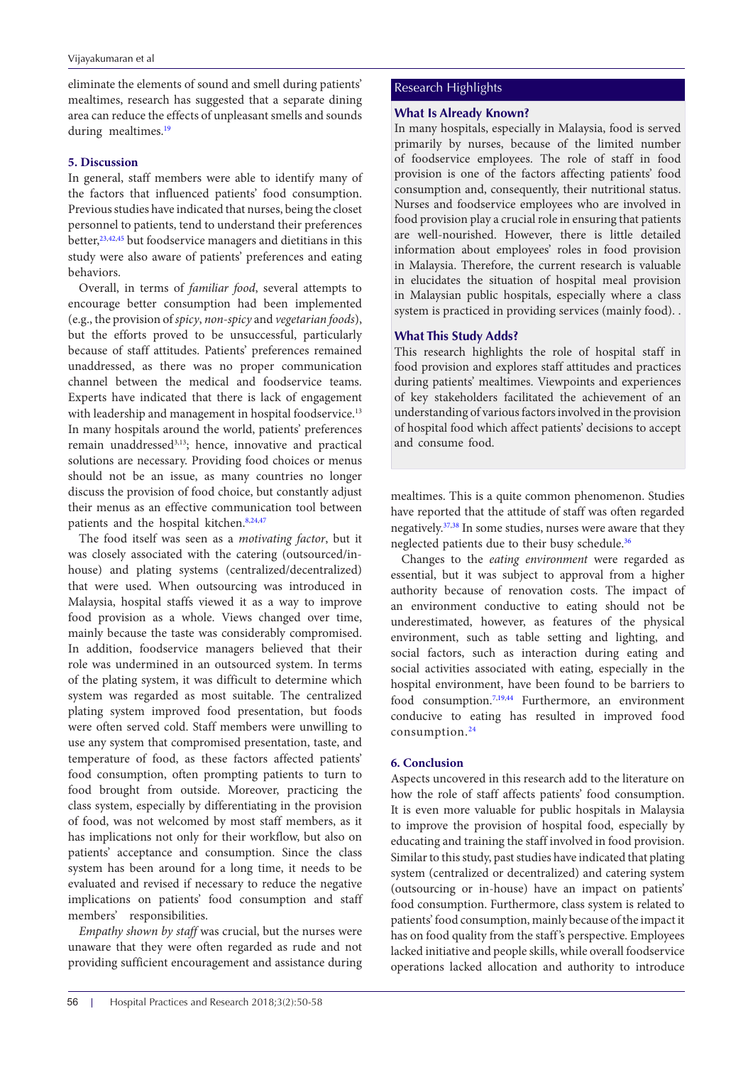eliminate the elements of sound and smell during patients' mealtimes, research has suggested that a separate dining area can reduce the effects of unpleasant smells and sounds during mealtimes.[19]

## 5. Discussion

In general, staff members were able to identify many of the factors that influenced patients' food consumption. Previous studies have indicated that nurses, being the closet personnel to patients, tend to understand their preferences better,[23,42,45] but foodservice managers and dietitians in this study were also aware of patients' preferences and eating behaviors.

Overall, in terms of *familiar food*, several attempts to encourage better consumption had been implemented (e.g., the provision of *spicy*, *non-spicy* and *vegetarian foods*), but the efforts proved to be unsuccessful, particularly because of staff attitudes. Patients' preferences remained unaddressed, as there was no proper communication channel between the medical and foodservice teams. Experts have indicated that there is lack of engagement with leadership and management in hospital foodservice.[13] In many hospitals around the world, patients' preferences remain unaddressed[3,13]; hence, innovative and practical solutions are necessary. Providing food choices or menus should not be an issue, as many countries no longer discuss the provision of food choice, but constantly adjust their menus as an effective communication tool between patients and the hospital kitchen.[8,24,47]

The food itself was seen as a *motivating factor*, but it was closely associated with the catering (outsourced/in-house) and plating systems (centralized/decentralized) that were used. When outsourcing was introduced in Malaysia, hospital staffs viewed it as a way to improve food provision as a whole. Views changed over time, mainly because the taste was considerably compromised. In addition, foodservice managers believed that their role was undermined in an outsourced system. In terms of the plating system, it was difficult to determine which system was regarded as most suitable. The centralized plating system improved food presentation, but foods were often served cold. Staff members were unwilling to use any system that compromised presentation, taste, and temperature of food, as these factors affected patients' food consumption, often prompting patients to turn to food brought from outside. Moreover, practicing the class system, especially by differentiating in the provision of food, was not welcomed by most staff members, as it has implications not only for their workflow, but also on patients' acceptance and consumption. Since the class system has been around for a long time, it needs to be evaluated and revised if necessary to reduce the negative implications on patients' food consumption and staff members' responsibilities.

*Empathy shown by staff* was crucial, but the nurses were unaware that they were often regarded as rude and not providing sufficient encouragement and assistance during mealtimes. This is a quite common phenomenon. Studies have reported that the attitude of staff was often regarded negatively.[37,38] In some studies, nurses were aware that they neglected patients due to their busy schedule.[36]

Changes to the *eating environment* were regarded as essential, but it was subject to approval from a higher authority because of renovation costs. The impact of an environment conductive to eating should not be underestimated, however, as features of the physical environment, such as table setting and lighting, and social factors, such as interaction during eating and social activities associated with eating, especially in the hospital environment, have been found to be barriers to food consumption.[7,19,44] Furthermore, an environment conducive to eating has resulted in improved food consumption.[24]

> **Research Highlights**
>
> **What Is Already Known?**
>
> In many hospitals, especially in Malaysia, food is served primarily by nurses, because of the limited number of foodservice employees. The role of staff in food provision is one of the factors affecting patients' food consumption and, consequently, their nutritional status. Nurses and foodservice employees who are involved in food provision play a crucial role in ensuring that patients are well-nourished. However, there is little detailed information about employees' roles in food provision in Malaysia. Therefore, the current research is valuable in elucidates the situation of hospital meal provision in Malaysian public hospitals, especially where a class system is practiced in providing services (mainly food). .
>
> **What This Study Adds?**
>
> This research highlights the role of hospital staff in food provision and explores staff attitudes and practices during patients' mealtimes. Viewpoints and experiences of key stakeholders facilitated the achievement of an understanding of various factors involved in the provision of hospital food which affect patients' decisions to accept and consume food.

## 6. Conclusion

Aspects uncovered in this research add to the literature on how the role of staff affects patients' food consumption. It is even more valuable for public hospitals in Malaysia to improve the provision of hospital food, especially by educating and training the staff involved in food provision. Similar to this study, past studies have indicated that plating system (centralized or decentralized) and catering system (outsourcing or in-house) have an impact on patients' food consumption. Furthermore, class system is related to patients' food consumption, mainly because of the impact it has on food quality from the staff's perspective. Employees lacked initiative and people skills, while overall foodservice operations lacked allocation and authority to introduce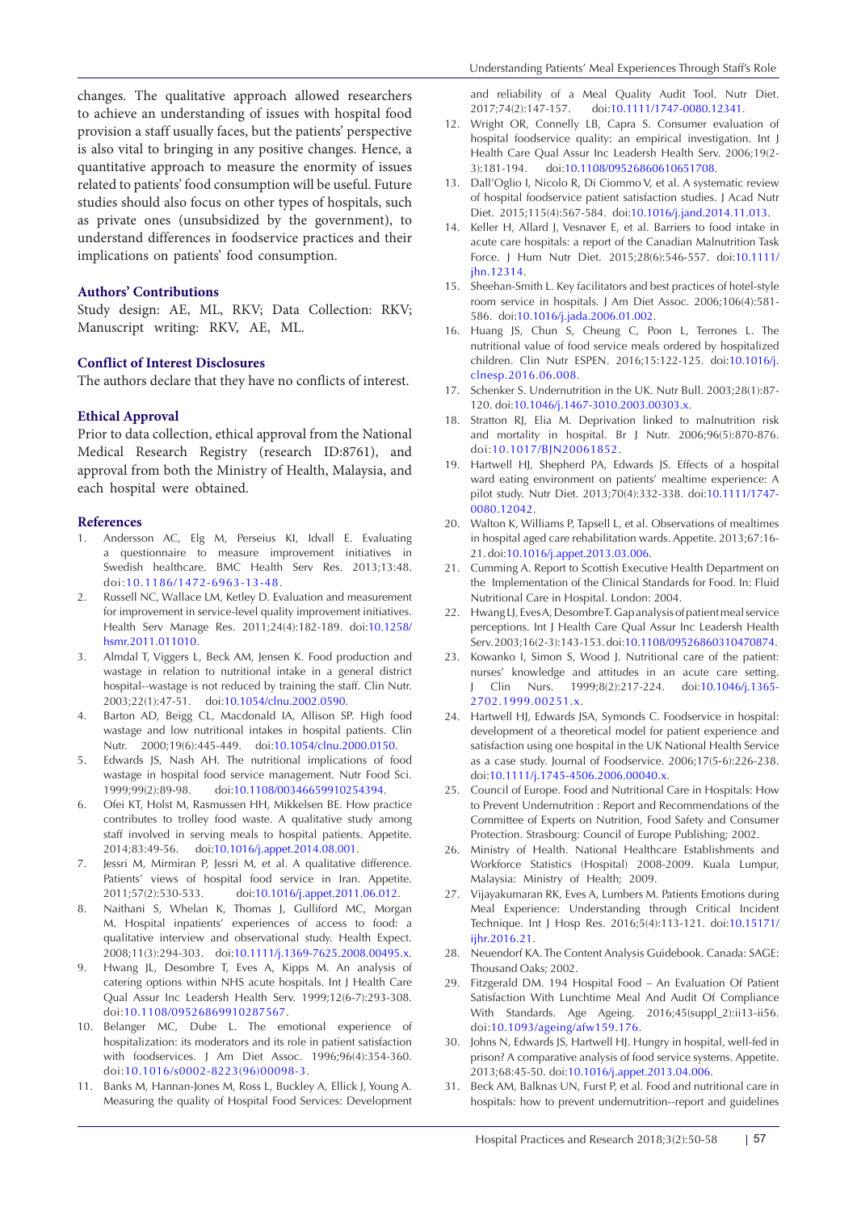changes. The qualitative approach allowed researchers to achieve an understanding of issues with hospital food provision a staff usually faces, but the patients' perspective is also vital to bringing in any positive changes. Hence, a quantitative approach to measure the enormity of issues related to patients' food consumption will be useful. Future studies should also focus on other types of hospitals, such as private ones (unsubsidized by the government), to understand differences in foodservice practices and their implications on patients' food consumption.

### Authors' Contributions

Study design: AE, ML, RKV; Data Collection: RKV; Manuscript writing: RKV, AE, ML.

### Conflict of Interest Disclosures

The authors declare that they have no conflicts of interest.

### Ethical Approval

Prior to data collection, ethical approval from the National Medical Research Registry (research ID:8761), and approval from both the Ministry of Health, Malaysia, and each hospital were obtained.

### References

1. Andersson AC, Elg M, Perseius KI, Idvall E. Evaluating a questionnaire to measure improvement initiatives in Swedish healthcare. BMC Health Serv Res. 2013;13:48. doi:10.1186/1472-6963-13-48.
2. Russell NC, Wallace LM, Ketley D. Evaluation and measurement for improvement in service-level quality improvement initiatives. Health Serv Manage Res. 2011;24(4):182-189. doi:10.1258/hsmr.2011.011010.
3. Almdal T, Viggers L, Beck AM, Jensen K. Food production and wastage in relation to nutritional intake in a general district hospital--wastage is not reduced by training the staff. Clin Nutr. 2003;22(1):47-51. doi:10.1054/clnu.2002.0590.
4. Barton AD, Beigg CL, Macdonald IA, Allison SP. High food wastage and low nutritional intakes in hospital patients. Clin Nutr. 2000;19(6):445-449. doi:10.1054/clnu.2000.0150.
5. Edwards JS, Nash AH. The nutritional implications of food wastage in hospital food service management. Nutr Food Sci. 1999;99(2):89-98. doi:10.1108/00346659910254394.
6. Ofei KT, Holst M, Rasmussen HH, Mikkelsen BE. How practice contributes to trolley food waste. A qualitative study among staff involved in serving meals to hospital patients. Appetite. 2014;83:49-56. doi:10.1016/j.appet.2014.08.001.
7. Jessri M, Mirmiran P, Jessri M, et al. A qualitative difference. Patients' views of hospital food service in Iran. Appetite. 2011;57(2):530-533. doi:10.1016/j.appet.2011.06.012.
8. Naithani S, Whelan K, Thomas J, Gulliford MC, Morgan M. Hospital inpatients' experiences of access to food: a qualitative interview and observational study. Health Expect. 2008;11(3):294-303. doi:10.1111/j.1369-7625.2008.00495.x.
9. Hwang JL, Desombre T, Eves A, Kipps M. An analysis of catering options within NHS acute hospitals. Int J Health Care Qual Assur Inc Leadersh Health Serv. 1999;12(6-7):293-308. doi:10.1108/09526869910287567.
10. Belanger MC, Dube L. The emotional experience of hospitalization: its moderators and its role in patient satisfaction with foodservices. J Am Diet Assoc. 1996;96(4):354-360. doi:10.1016/s0002-8223(96)00098-3.
11. Banks M, Hannan-Jones M, Ross L, Buckley A, Ellick J, Young A. Measuring the quality of Hospital Food Services: Development and reliability of a Meal Quality Audit Tool. Nutr Diet. 2017;74(2):147-157. doi:10.1111/1747-0080.12341.
12. Wright OR, Connelly LB, Capra S. Consumer evaluation of hospital foodservice quality: an empirical investigation. Int J Health Care Qual Assur Inc Leadersh Health Serv. 2006;19(2-3):181-194. doi:10.1108/09526860610651708.
13. Dall'Oglio I, Nicolo R, Di Ciommo V, et al. A systematic review of hospital foodservice patient satisfaction studies. J Acad Nutr Diet. 2015;115(4):567-584. doi:10.1016/j.jand.2014.11.013.
14. Keller H, Allard J, Vesnaver E, et al. Barriers to food intake in acute care hospitals: a report of the Canadian Malnutrition Task Force. J Hum Nutr Diet. 2015;28(6):546-557. doi:10.1111/jhn.12314.
15. Sheehan-Smith L. Key facilitators and best practices of hotel-style room service in hospitals. J Am Diet Assoc. 2006;106(4):581-586. doi:10.1016/j.jada.2006.01.002.
16. Huang JS, Chun S, Cheung C, Poon L, Terrones L. The nutritional value of food service meals ordered by hospitalized children. Clin Nutr ESPEN. 2016;15:122-125. doi:10.1016/j.clnesp.2016.06.008.
17. Schenker S. Undernutrition in the UK. Nutr Bull. 2003;28(1):87-120. doi:10.1046/j.1467-3010.2003.00303.x.
18. Stratton RJ, Elia M. Deprivation linked to malnutrition risk and mortality in hospital. Br J Nutr. 2006;96(5):870-876. doi:10.1017/BJN20061852.
19. Hartwell HJ, Shepherd PA, Edwards JS. Effects of a hospital ward eating environment on patients' mealtime experience: A pilot study. Nutr Diet. 2013;70(4):332-338. doi:10.1111/1747-0080.12042.
20. Walton K, Williams P, Tapsell L, et al. Observations of mealtimes in hospital aged care rehabilitation wards. Appetite. 2013;67:16-21. doi:10.1016/j.appet.2013.03.006.
21. Cumming A. Report to Scottish Executive Health Department on the Implementation of the Clinical Standards for Food. In: Fluid Nutritional Care in Hospital. London: 2004.
22. Hwang LJ, Eves A, Desombre T. Gap analysis of patient meal service perceptions. Int J Health Care Qual Assur Inc Leadersh Health Serv. 2003;16(2-3):143-153. doi:10.1108/09526860310470874.
23. Kowanko I, Simon S, Wood J. Nutritional care of the patient: nurses' knowledge and attitudes in an acute care setting. J Clin Nurs. 1999;8(2):217-224. doi:10.1046/j.1365-2702.1999.00251.x.
24. Hartwell HJ, Edwards JSA, Symonds C. Foodservice in hospital: development of a theoretical model for patient experience and satisfaction using one hospital in the UK National Health Service as a case study. Journal of Foodservice. 2006;17(5-6):226-238. doi:10.1111/j.1745-4506.2006.00040.x.
25. Council of Europe. Food and Nutritional Care in Hospitals: How to Prevent Undernutrition : Report and Recommendations of the Committee of Experts on Nutrition, Food Safety and Consumer Protection. Strasbourg: Council of Europe Publishing; 2002.
26. Ministry of Health. National Healthcare Establishments and Workforce Statistics (Hospital) 2008-2009. Kuala Lumpur, Malaysia: Ministry of Health; 2009.
27. Vijayakumaran RK, Eves A, Lumbers M. Patients Emotions during Meal Experience: Understanding through Critical Incident Technique. Int J Hosp Res. 2016;5(4):113-121. doi:10.15171/ijhr.2016.21.
28. Neuendorf KA. The Content Analysis Guidebook. Canada: SAGE: Thousand Oaks; 2002.
29. Fitzgerald DM. 194 Hospital Food – An Evaluation Of Patient Satisfaction With Lunchtime Meal And Audit Of Compliance With Standards. Age Ageing. 2016;45(suppl_2):ii13-ii56. doi:10.1093/ageing/afw159.176.
30. Johns N, Edwards JS, Hartwell HJ. Hungry in hospital, well-fed in prison? A comparative analysis of food service systems. Appetite. 2013;68:45-50. doi:10.1016/j.appet.2013.04.006.
31. Beck AM, Balknas UN, Furst P, et al. Food and nutritional care in hospitals: how to prevent undernutrition--report and guidelines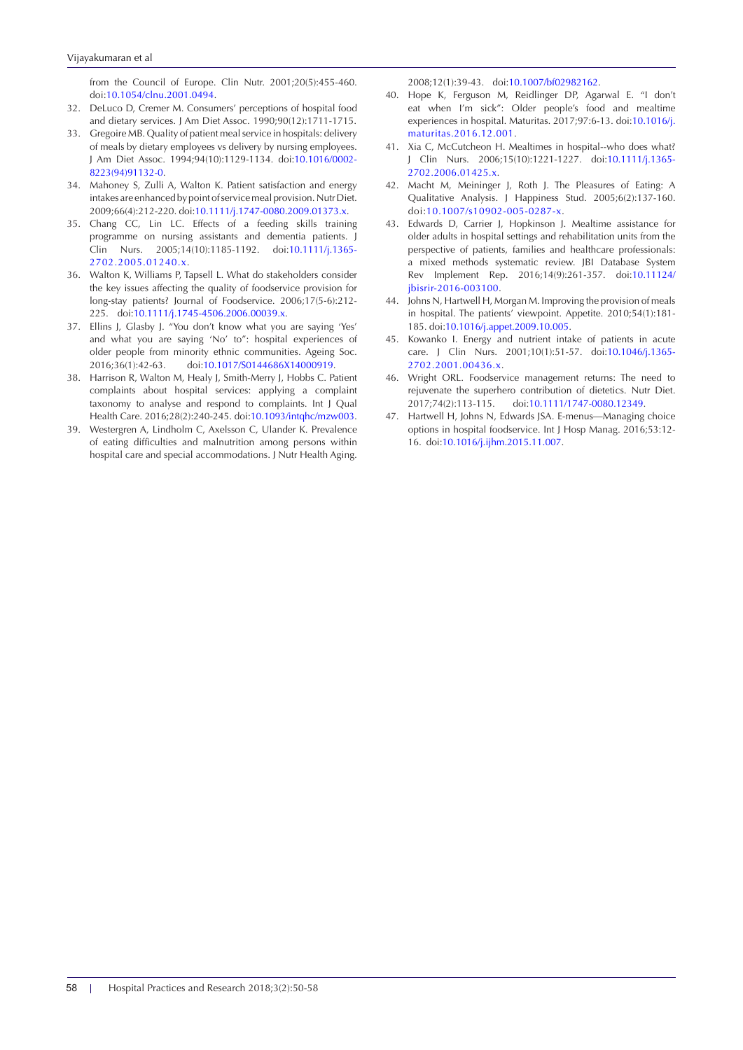from the Council of Europe. Clin Nutr. 2001;20(5):455-460. doi:10.1054/clnu.2001.0494.

32. DeLuco D, Cremer M. Consumers' perceptions of hospital food and dietary services. J Am Diet Assoc. 1990;90(12):1711-1715.
33. Gregoire MB. Quality of patient meal service in hospitals: delivery of meals by dietary employees vs delivery by nursing employees. J Am Diet Assoc. 1994;94(10):1129-1134. doi:10.1016/0002-8223(94)91132-0.
34. Mahoney S, Zulli A, Walton K. Patient satisfaction and energy intakes are enhanced by point of service meal provision. Nutr Diet. 2009;66(4):212-220. doi:10.1111/j.1747-0080.2009.01373.x.
35. Chang CC, Lin LC. Effects of a feeding skills training programme on nursing assistants and dementia patients. J Clin Nurs. 2005;14(10):1185-1192. doi:10.1111/j.1365-2702.2005.01240.x.
36. Walton K, Williams P, Tapsell L. What do stakeholders consider the key issues affecting the quality of foodservice provision for long-stay patients? Journal of Foodservice. 2006;17(5-6):212-225. doi:10.1111/j.1745-4506.2006.00039.x.
37. Ellins J, Glasby J. "You don't know what you are saying 'Yes' and what you are saying 'No' to": hospital experiences of older people from minority ethnic communities. Ageing Soc. 2016;36(1):42-63. doi:10.1017/S0144686X14000919.
38. Harrison R, Walton M, Healy J, Smith-Merry J, Hobbs C. Patient complaints about hospital services: applying a complaint taxonomy to analyse and respond to complaints. Int J Qual Health Care. 2016;28(2):240-245. doi:10.1093/intqhc/mzw003.
39. Westergren A, Lindholm C, Axelsson C, Ulander K. Prevalence of eating difficulties and malnutrition among persons within hospital care and special accommodations. J Nutr Health Aging. 2008;12(1):39-43. doi:10.1007/bf02982162.
40. Hope K, Ferguson M, Reidlinger DP, Agarwal E. "I don't eat when I'm sick": Older people's food and mealtime experiences in hospital. Maturitas. 2017;97:6-13. doi:10.1016/j.maturitas.2016.12.001.
41. Xia C, McCutcheon H. Mealtimes in hospital--who does what? J Clin Nurs. 2006;15(10):1221-1227. doi:10.1111/j.1365-2702.2006.01425.x.
42. Macht M, Meininger J, Roth J. The Pleasures of Eating: A Qualitative Analysis. J Happiness Stud. 2005;6(2):137-160. doi:10.1007/s10902-005-0287-x.
43. Edwards D, Carrier J, Hopkinson J. Mealtime assistance for older adults in hospital settings and rehabilitation units from the perspective of patients, families and healthcare professionals: a mixed methods systematic review. JBI Database System Rev Implement Rep. 2016;14(9):261-357. doi:10.11124/jbisrir-2016-003100.
44. Johns N, Hartwell H, Morgan M. Improving the provision of meals in hospital. The patients' viewpoint. Appetite. 2010;54(1):181-185. doi:10.1016/j.appet.2009.10.005.
45. Kowanko I. Energy and nutrient intake of patients in acute care. J Clin Nurs. 2001;10(1):51-57. doi:10.1046/j.1365-2702.2001.00436.x.
46. Wright ORL. Foodservice management returns: The need to rejuvenate the superhero contribution of dietetics. Nutr Diet. 2017;74(2):113-115. doi:10.1111/1747-0080.12349.
47. Hartwell H, Johns N, Edwards JSA. E-menus—Managing choice options in hospital foodservice. Int J Hosp Manag. 2016;53:12-16. doi:10.1016/j.ijhm.2015.11.007.